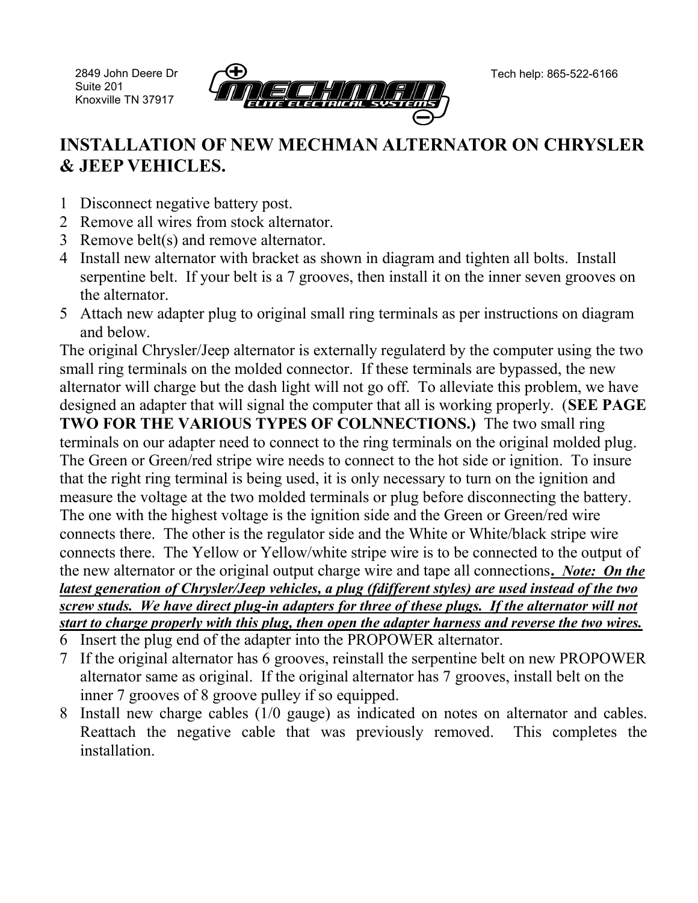2849 John Deere Dr
Suite 201
Knoxville TN 37917

Tech help: 865-522-6166

# INSTALLATION OF NEW MECHMAN ALTERNATOR ON CHRYSLER & JEEP VEHICLES.

1 Disconnect negative battery post.
2 Remove all wires from stock alternator.
3 Remove belt(s) and remove alternator.
4 Install new alternator with bracket as shown in diagram and tighten all bolts. Install serpentine belt. If your belt is a 7 grooves, then install it on the inner seven grooves on the alternator.
5 Attach new adapter plug to original small ring terminals as per instructions on diagram and below.

The original Chrysler/Jeep alternator is externally regulaterd by the computer using the two small ring terminals on the molded connector. If these terminals are bypassed, the new alternator will charge but the dash light will not go off. To alleviate this problem, we have designed an adapter that will signal the computer that all is working properly. (**SEE PAGE TWO FOR THE VARIOUS TYPES OF COLNNECTIONS.**) The two small ring terminals on our adapter need to connect to the ring terminals on the original molded plug. The Green or Green/red stripe wire needs to connect to the hot side or ignition. To insure that the right ring terminal is being used, it is only necessary to turn on the ignition and measure the voltage at the two molded terminals or plug before disconnecting the battery. The one with the highest voltage is the ignition side and the Green or Green/red wire connects there. The other is the regulator side and the White or White/black stripe wire connects there. The Yellow or Yellow/white stripe wire is to be connected to the output of the new alternator or the original output charge wire and tape all connections**.** ***Note: On the latest generation of Chrysler/Jeep vehicles, a plug (fdifferent styles) are used instead of the two screw studs. We have direct plug-in adapters for three of these plugs. If the alternator will not start to charge properly with this plug, then open the adapter harness and reverse the two wires.***

6 Insert the plug end of the adapter into the PROPOWER alternator.
7 If the original alternator has 6 grooves, reinstall the serpentine belt on new PROPOWER alternator same as original. If the original alternator has 7 grooves, install belt on the inner 7 grooves of 8 groove pulley if so equipped.
8 Install new charge cables (1/0 gauge) as indicated on notes on alternator and cables. Reattach the negative cable that was previously removed. This completes the installation.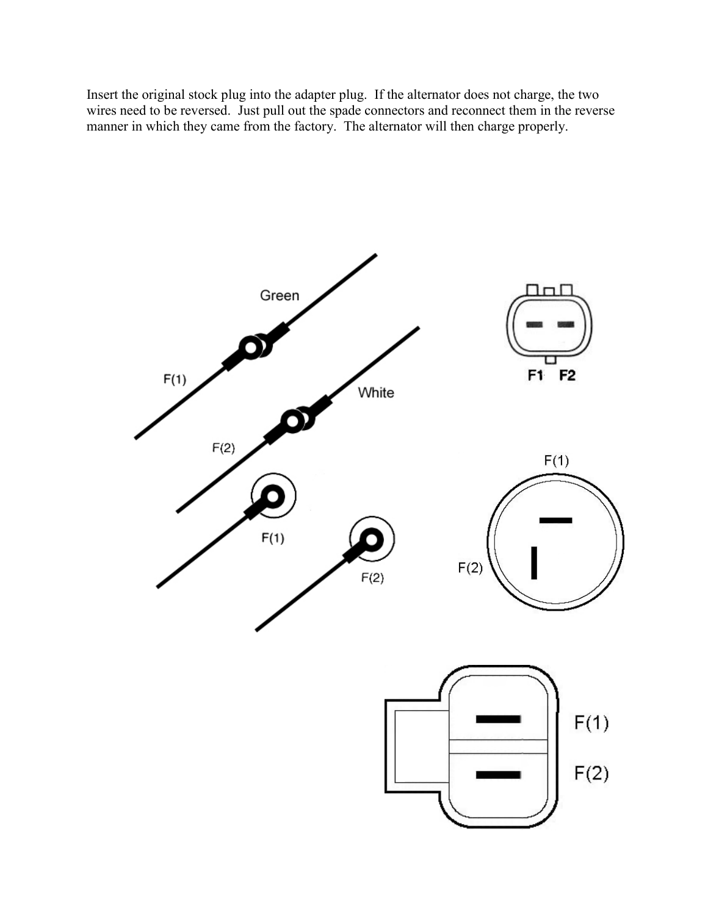Insert the original stock plug into the adapter plug. If the alternator does not charge, the two wires need to be reversed. Just pull out the spade connectors and reconnect them in the reverse manner in which they came from the factory. The alternator will then charge properly.

Green

F(1)

White

F(2)

F(1)

F(2)

F1 F2

F(1)

F(2)

F(1)

F(2)